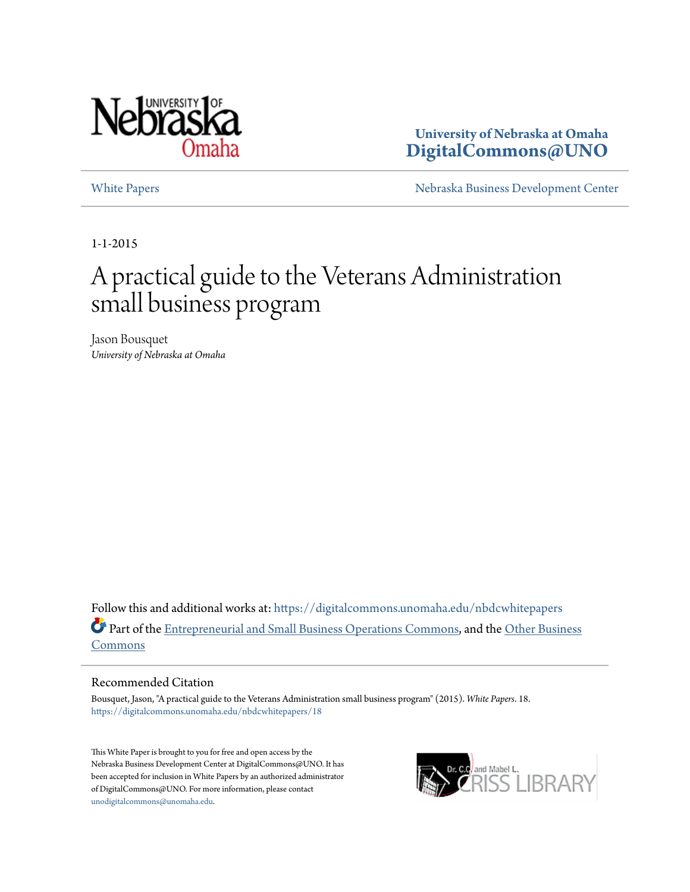University of Nebraska at Omaha
**DigitalCommons@UNO**

White Papers | Nebraska Business Development Center

1-1-2015

# A practical guide to the Veterans Administration small business program

Jason Bousquet
*University of Nebraska at Omaha*

Follow this and additional works at: https://digitalcommons.unomaha.edu/nbdcwhitepapers

Part of the Entrepreneurial and Small Business Operations Commons, and the Other Business Commons

## Recommended Citation

Bousquet, Jason, "A practical guide to the Veterans Administration small business program" (2015). *White Papers*. 18.
https://digitalcommons.unomaha.edu/nbdcwhitepapers/18

This White Paper is brought to you for free and open access by the Nebraska Business Development Center at DigitalCommons@UNO. It has been accepted for inclusion in White Papers by an authorized administrator of DigitalCommons@UNO. For more information, please contact unodigitalcommons@unomaha.edu.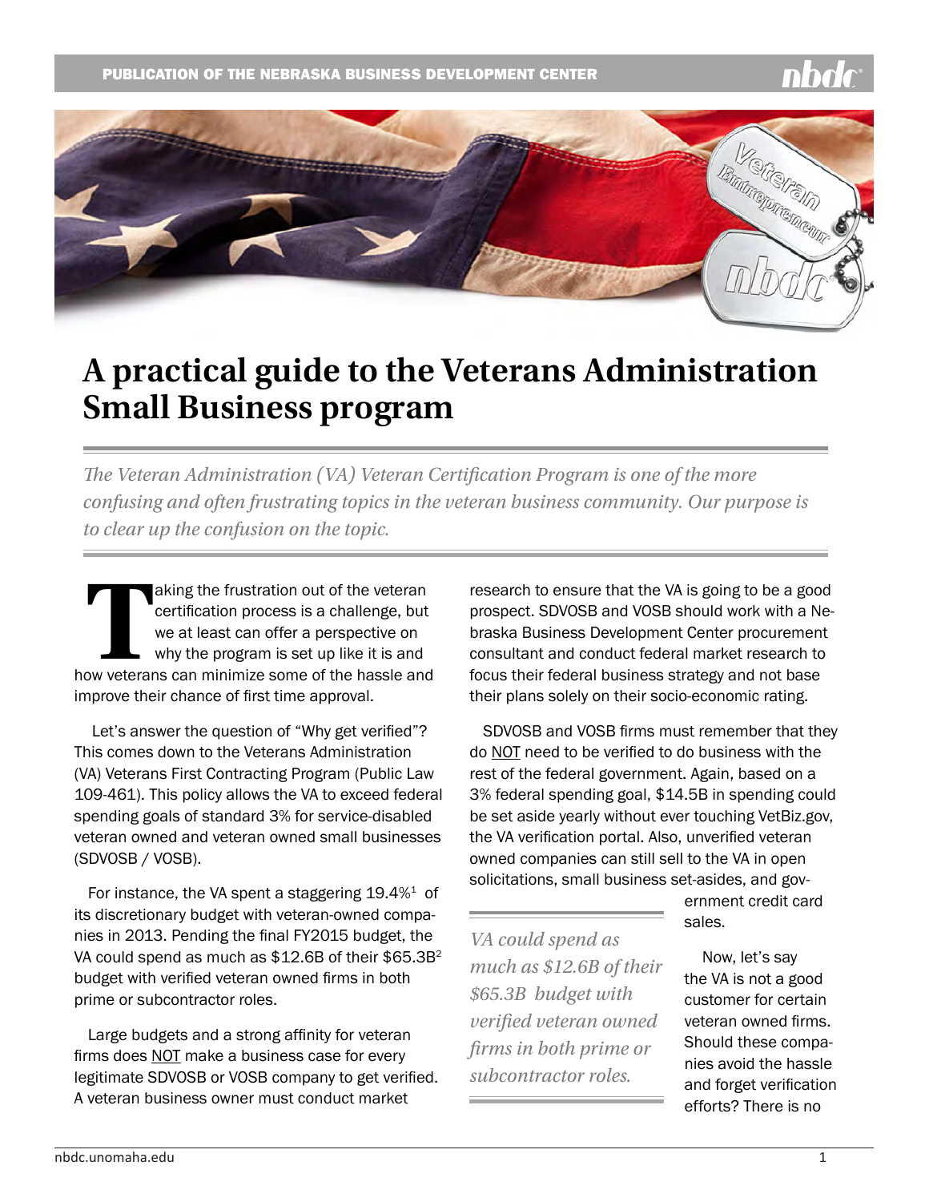PUBLICATION OF THE NEBRASKA BUSINESS DEVELOPMENT CENTER

# A practical guide to the Veterans Administration Small Business program

*The Veteran Administration (VA) Veteran Certification Program is one of the more confusing and often frustrating topics in the veteran business community. Our purpose is to clear up the confusion on the topic.*

Taking the frustration out of the veteran certification process is a challenge, but we at least can offer a perspective on why the program is set up like it is and how veterans can minimize some of the hassle and improve their chance of first time approval.

Let's answer the question of "Why get verified"? This comes down to the Veterans Administration (VA) Veterans First Contracting Program (Public Law 109-461). This policy allows the VA to exceed federal spending goals of standard 3% for service-disabled veteran owned and veteran owned small businesses (SDVOSB / VOSB).

For instance, the VA spent a staggering 19.4%[1] of its discretionary budget with veteran-owned companies in 2013. Pending the final FY2015 budget, the VA could spend as much as $12.6B of their $65.3B[2] budget with verified veteran owned firms in both prime or subcontractor roles.

Large budgets and a strong affinity for veteran firms does NOT make a business case for every legitimate SDVOSB or VOSB company to get verified. A veteran business owner must conduct market research to ensure that the VA is going to be a good prospect. SDVOSB and VOSB should work with a Nebraska Business Development Center procurement consultant and conduct federal market research to focus their federal business strategy and not base their plans solely on their socio-economic rating.

SDVOSB and VOSB firms must remember that they do NOT need to be verified to do business with the rest of the federal government. Again, based on a 3% federal spending goal, $14.5B in spending could be set aside yearly without ever touching VetBiz.gov, the VA verification portal. Also, unverified veteran owned companies can still sell to the VA in open solicitations, small business set-asides, and government credit card sales.

*VA could spend as much as $12.6B of their $65.3B budget with verified veteran owned firms in both prime or subcontractor roles.*

Now, let's say the VA is not a good customer for certain veteran owned firms. Should these companies avoid the hassle and forget verification efforts? There is no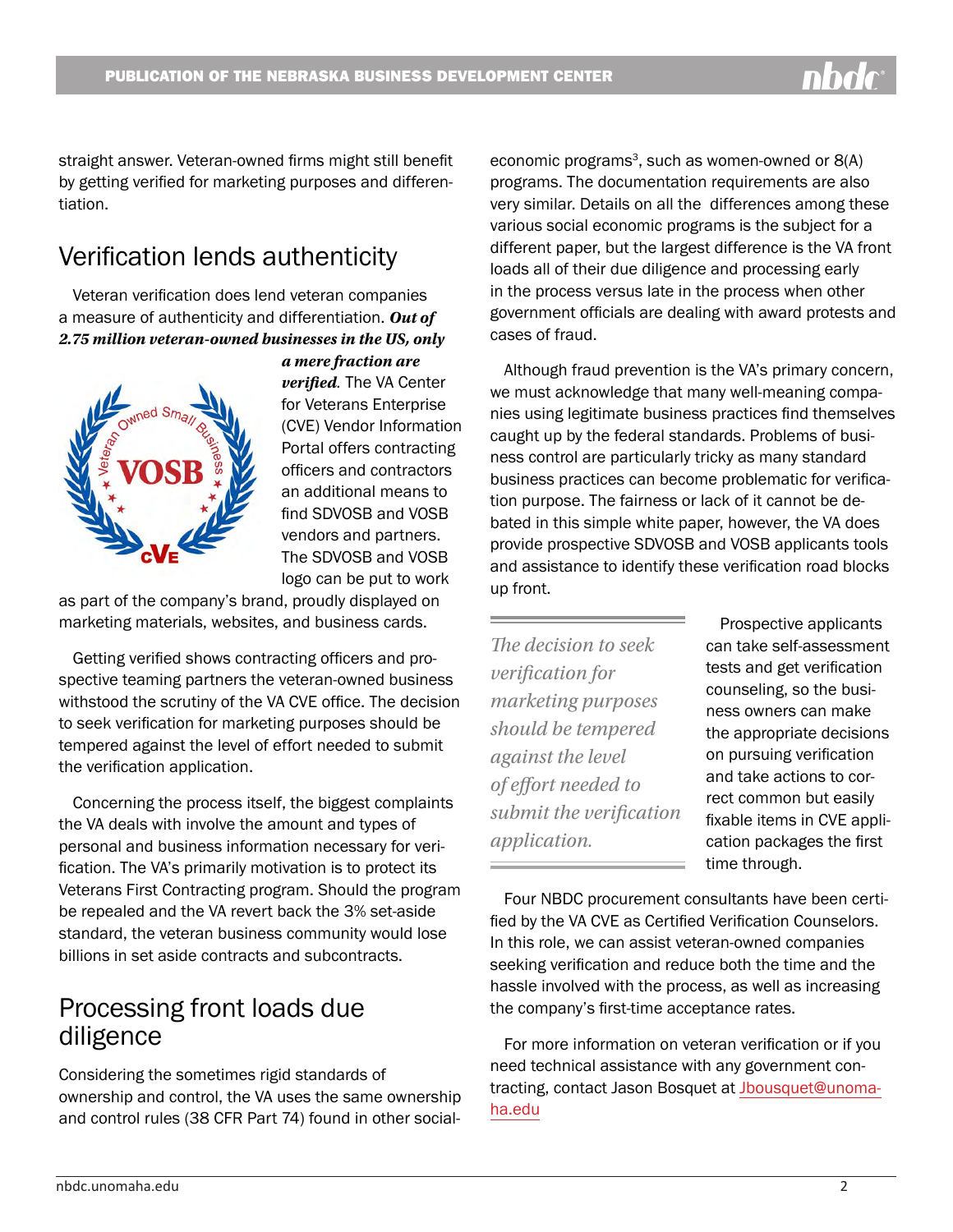straight answer. Veteran-owned firms might still benefit by getting verified for marketing purposes and differentiation.

## Verification lends authenticity

Veteran verification does lend veteran companies a measure of authenticity and differentiation. ***Out of 2.75 million veteran-owned businesses in the US, only a mere fraction are verified***. The VA Center for Veterans Enterprise (CVE) Vendor Information Portal offers contracting officers and contractors an additional means to find SDVOSB and VOSB vendors and partners. The SDVOSB and VOSB logo can be put to work as part of the company's brand, proudly displayed on marketing materials, websites, and business cards.

Getting verified shows contracting officers and prospective teaming partners the veteran-owned business withstood the scrutiny of the VA CVE office. The decision to seek verification for marketing purposes should be tempered against the level of effort needed to submit the verification application.

Concerning the process itself, the biggest complaints the VA deals with involve the amount and types of personal and business information necessary for verification. The VA's primarily motivation is to protect its Veterans First Contracting program. Should the program be repealed and the VA revert back the 3% set-aside standard, the veteran business community would lose billions in set aside contracts and subcontracts.

## Processing front loads due diligence

Considering the sometimes rigid standards of ownership and control, the VA uses the same ownership and control rules (38 CFR Part 74) found in other social-economic programs[3], such as women-owned or 8(A) programs. The documentation requirements are also very similar. Details on all the differences among these various social economic programs is the subject for a different paper, but the largest difference is the VA front loads all of their due diligence and processing early in the process versus late in the process when other government officials are dealing with award protests and cases of fraud.

Although fraud prevention is the VA's primary concern, we must acknowledge that many well-meaning companies using legitimate business practices find themselves caught up by the federal standards. Problems of business control are particularly tricky as many standard business practices can become problematic for verification purpose. The fairness or lack of it cannot be debated in this simple white paper, however, the VA does provide prospective SDVOSB and VOSB applicants tools and assistance to identify these verification road blocks up front.

*The decision to seek verification for marketing purposes should be tempered against the level of effort needed to submit the verification application.*

Prospective applicants can take self-assessment tests and get verification counseling, so the business owners can make the appropriate decisions on pursuing verification and take actions to correct common but easily fixable items in CVE application packages the first time through.

Four NBDC procurement consultants have been certified by the VA CVE as Certified Verification Counselors. In this role, we can assist veteran-owned companies seeking verification and reduce both the time and the hassle involved with the process, as well as increasing the company's first-time acceptance rates.

For more information on veteran verification or if you need technical assistance with any government contracting, contact Jason Bosquet at Jbousquet@unomaha.edu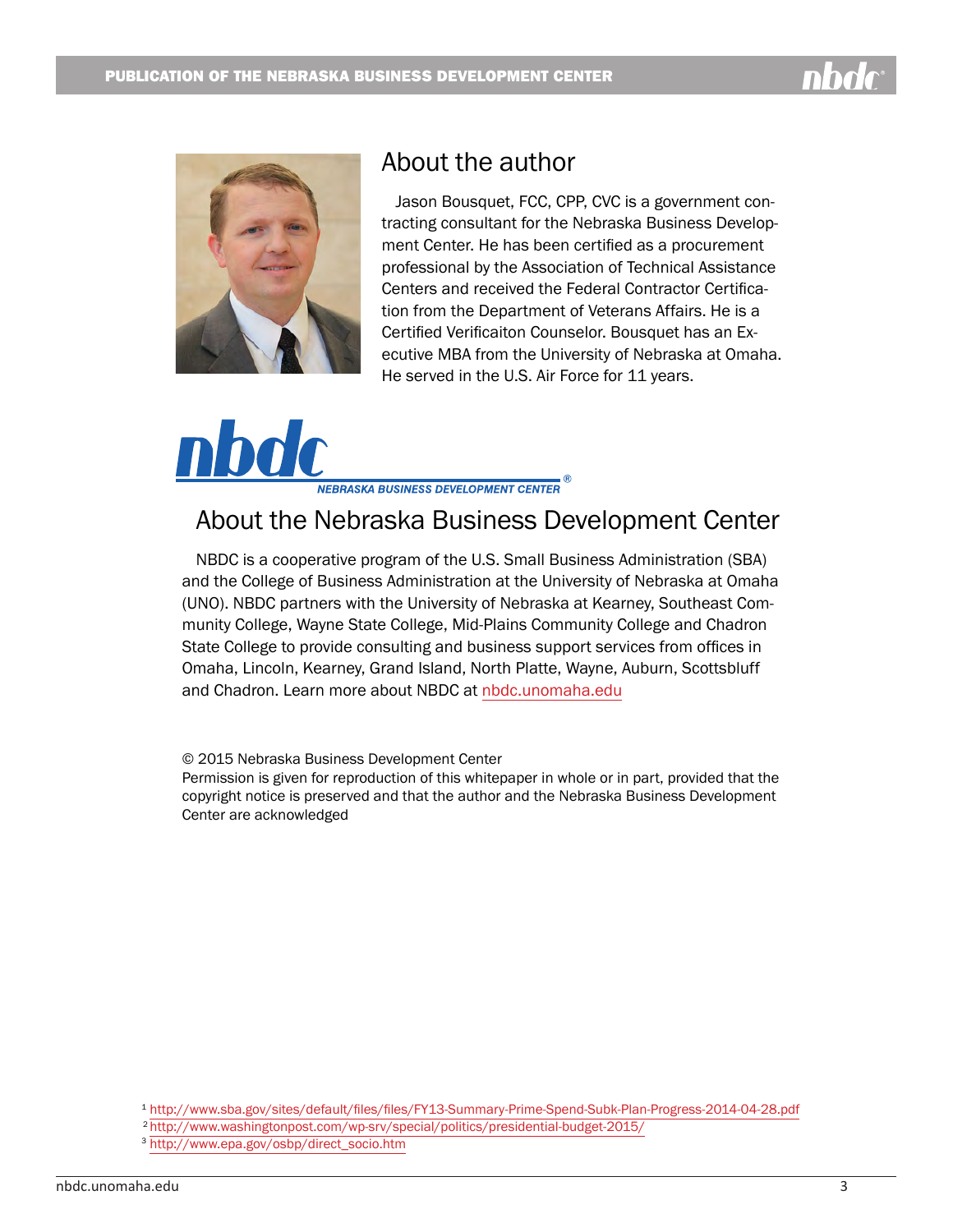## About the author

Jason Bousquet, FCC, CPP, CVC is a government contracting consultant for the Nebraska Business Development Center. He has been certified as a procurement professional by the Association of Technical Assistance Centers and received the Federal Contractor Certification from the Department of Veterans Affairs. He is a Certified Verificaiton Counselor. Bousquet has an Executive MBA from the University of Nebraska at Omaha. He served in the U.S. Air Force for 11 years.

## About the Nebraska Business Development Center

NBDC is a cooperative program of the U.S. Small Business Administration (SBA) and the College of Business Administration at the University of Nebraska at Omaha (UNO). NBDC partners with the University of Nebraska at Kearney, Southeast Community College, Wayne State College, Mid-Plains Community College and Chadron State College to provide consulting and business support services from offices in Omaha, Lincoln, Kearney, Grand Island, North Platte, Wayne, Auburn, Scottsbluff and Chadron. Learn more about NBDC at nbdc.unomaha.edu

© 2015 Nebraska Business Development Center
Permission is given for reproduction of this whitepaper in whole or in part, provided that the copyright notice is preserved and that the author and the Nebraska Business Development Center are acknowledged

[1] http://www.sba.gov/sites/default/files/files/FY13-Summary-Prime-Spend-Subk-Plan-Progress-2014-04-28.pdf
[2] http://www.washingtonpost.com/wp-srv/special/politics/presidential-budget-2015/
[3] http://www.epa.gov/osbp/direct_socio.htm